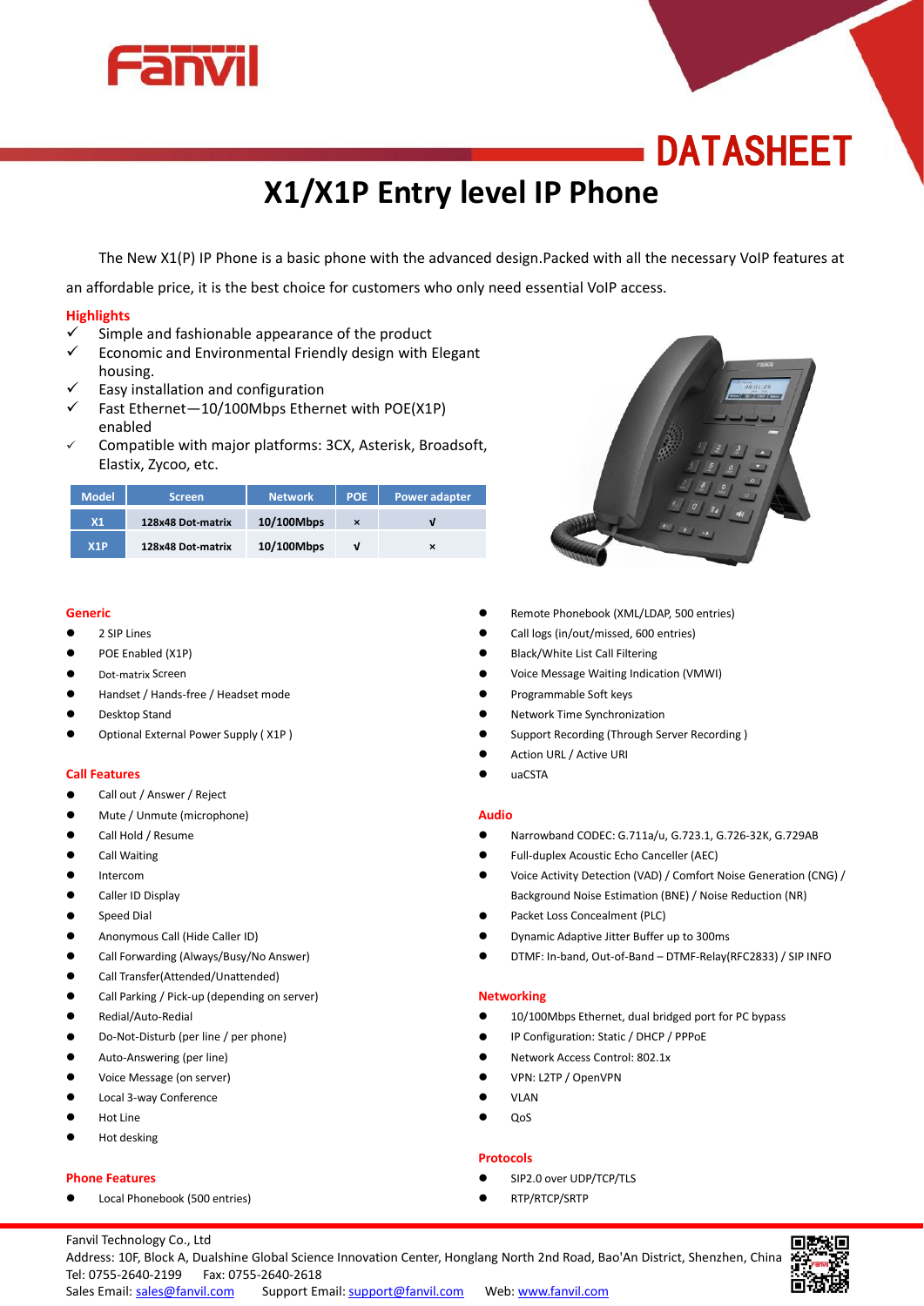# DATASHEET

# X1/X1P Entry level IP Phone

The New X1(P) IP Phone is a basic phone with the advanced design.Packed with all the necessary VoIP features at an affordable price, it is the best choice for customers who only need essential VoIP access.

## Highlights

- ✓ Simple and fashionable appearance of the product
- ✓ Economic and Environmental Friendly design with Elegant housing.
- ✓ Easy installation and configuration
- ✓ Fast Ethernet—10/100Mbps Ethernet with POE(X1P) enabled
- ✓ Compatible with major platforms: 3CX, Asterisk, Broadsoft, Elastix, Zycoo, etc.

| Model | Screen | Network | POE | Power adapter |
|---|---|---|---|---|
| X1 | 128x48 Dot-matrix | 10/100Mbps | × | √ |
| X1P | 128x48 Dot-matrix | 10/100Mbps | √ | × |

## Generic

- 2 SIP Lines
- POE Enabled (X1P)
- Dot-matrix Screen
- Handset / Hands-free / Headset mode
- Desktop Stand
- Optional External Power Supply ( X1P )

## Call Features

- Call out / Answer / Reject
- Mute / Unmute (microphone)
- Call Hold / Resume
- Call Waiting
- Intercom
- Caller ID Display
- Speed Dial
- Anonymous Call (Hide Caller ID)
- Call Forwarding (Always/Busy/No Answer)
- Call Transfer(Attended/Unattended)
- Call Parking / Pick-up (depending on server)
- Redial/Auto-Redial
- Do-Not-Disturb (per line / per phone)
- Auto-Answering (per line)
- Voice Message (on server)
- Local 3-way Conference
- Hot Line
- Hot desking

## Phone Features

- Local Phonebook (500 entries)
- Remote Phonebook (XML/LDAP, 500 entries)
- Call logs (in/out/missed, 600 entries)
- Black/White List Call Filtering
- Voice Message Waiting Indication (VMWI)
- Programmable Soft keys
- Network Time Synchronization
- Support Recording (Through Server Recording )
- Action URL / Active URI
- uaCSTA

## Audio

- Narrowband CODEC: G.711a/u, G.723.1, G.726-32K, G.729AB
- Full-duplex Acoustic Echo Canceller (AEC)
- Voice Activity Detection (VAD) / Comfort Noise Generation (CNG) / Background Noise Estimation (BNE) / Noise Reduction (NR)
- Packet Loss Concealment (PLC)
- Dynamic Adaptive Jitter Buffer up to 300ms
- DTMF: In-band, Out-of-Band – DTMF-Relay(RFC2833) / SIP INFO

## Networking

- 10/100Mbps Ethernet, dual bridged port for PC bypass
- IP Configuration: Static / DHCP / PPPoE
- Network Access Control: 802.1x
- VPN: L2TP / OpenVPN
- VLAN
- QoS

## Protocols

- SIP2.0 over UDP/TCP/TLS
- RTP/RTCP/SRTP

Fanvil Technology Co., Ltd
Address: 10F, Block A, Dualshine Global Science Innovation Center, Honglang North 2nd Road, Bao'An District, Shenzhen, China
Tel: 0755-2640-2199 Fax: 0755-2640-2618
Sales Email: sales@fanvil.com Support Email: support@fanvil.com Web: www.fanvil.com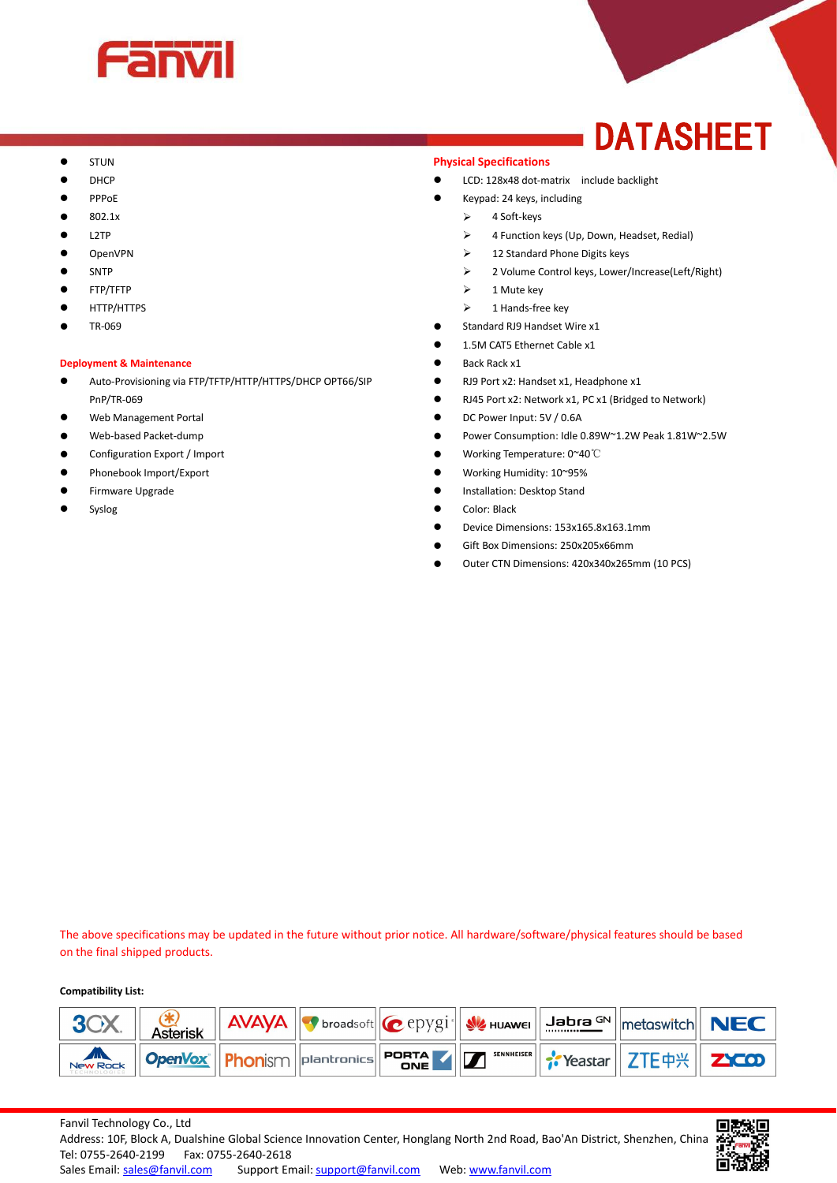- STUN
- DHCP
- PPPoE
- 802.1x
- L2TP
- OpenVPN
- SNTP
- FTP/TFTP
- HTTP/HTTPS
- TR-069

**Deployment & Maintenance**

- Auto-Provisioning via FTP/TFTP/HTTP/HTTPS/DHCP OPT66/SIP PnP/TR-069
- Web Management Portal
- Web-based Packet-dump
- Configuration Export / Import
- Phonebook Import/Export
- Firmware Upgrade
- Syslog

**Physical Specifications**

- LCD: 128x48 dot-matrix include backlight
- Keypad: 24 keys, including
  - 4 Soft-keys
  - 4 Function keys (Up, Down, Headset, Redial)
  - 12 Standard Phone Digits keys
  - 2 Volume Control keys, Lower/Increase(Left/Right)
  - 1 Mute key
  - 1 Hands-free key
- Standard RJ9 Handset Wire x1
- 1.5M CAT5 Ethernet Cable x1
- Back Rack x1
- RJ9 Port x2: Handset x1, Headphone x1
- RJ45 Port x2: Network x1, PC x1 (Bridged to Network)
- DC Power Input: 5V / 0.6A
- Power Consumption: Idle 0.89W~1.2W Peak 1.81W~2.5W
- Working Temperature: 0~40℃
- Working Humidity: 10~95%
- Installation: Desktop Stand
- Color: Black
- Device Dimensions: 153x165.8x163.1mm
- Gift Box Dimensions: 250x205x66mm
- Outer CTN Dimensions: 420x340x265mm (10 PCS)

The above specifications may be updated in the future without prior notice. All hardware/software/physical features should be based on the final shipped products.

**Compatibility List:**

3CX, Asterisk, AVAYA, broadsoft, epygi, HUAWEI, Jabra GN, metaswitch, NEC, New Rock, OpenVox, Phonism, plantronics, PORTA ONE, SENNHEISER, Yeastar, ZTE中兴, ZYCOO

Fanvil Technology Co., Ltd
Address: 10F, Block A, Dualshine Global Science Innovation Center, Honglang North 2nd Road, Bao'An District, Shenzhen, China
Tel: 0755-2640-2199 Fax: 0755-2640-2618
Sales Email: sales@fanvil.com Support Email: support@fanvil.com Web: www.fanvil.com